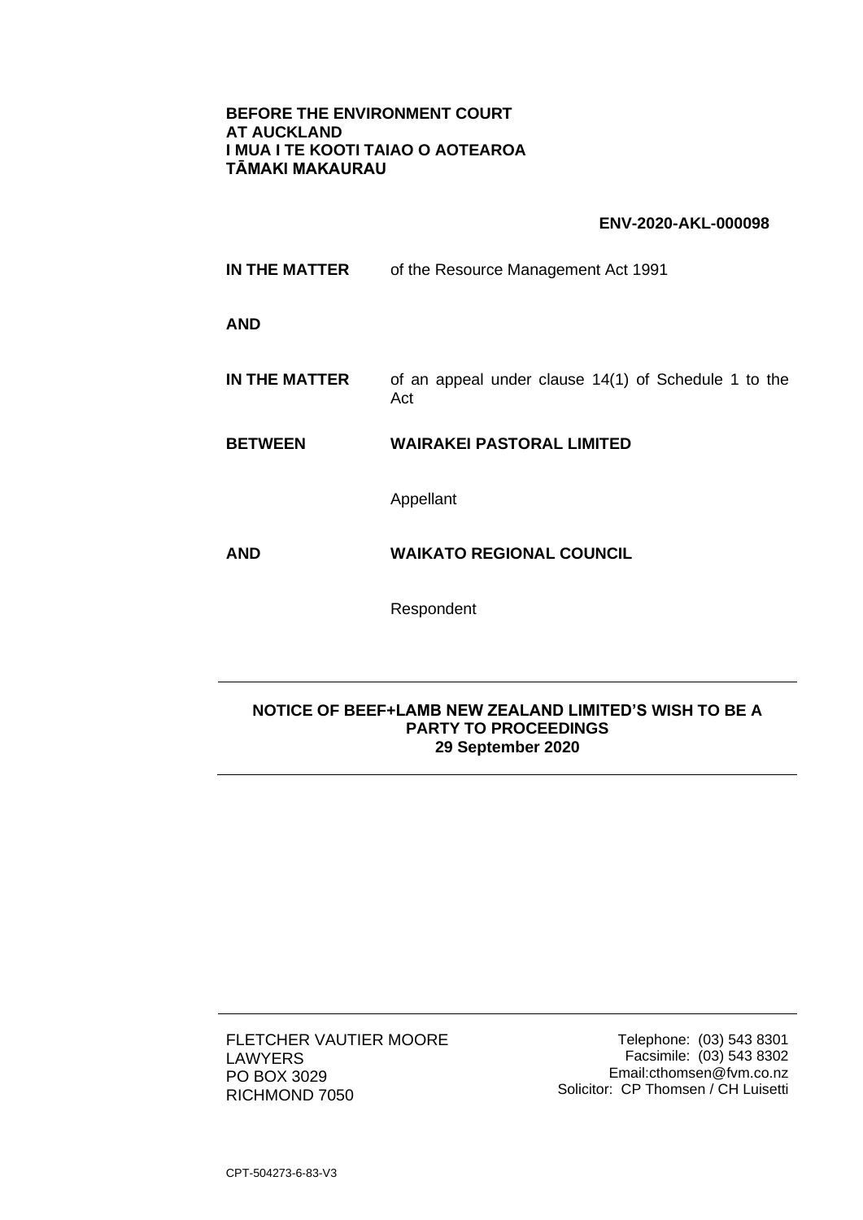**BEFORE THE ENVIRONMENT COURT**
**AT AUCKLAND**
**I MUA I TE KOOTI TAIAO O AOTEAROA**
**TĀMAKI MAKAURAU**

**ENV-2020-AKL-000098**

**IN THE MATTER** of the Resource Management Act 1991

**AND**

**IN THE MATTER** of an appeal under clause 14(1) of Schedule 1 to the Act

**BETWEEN** **WAIRAKEI PASTORAL LIMITED**

Appellant

**AND** **WAIKATO REGIONAL COUNCIL**

Respondent

---

**NOTICE OF BEEF+LAMB NEW ZEALAND LIMITED'S WISH TO BE A PARTY TO PROCEEDINGS**
**29 September 2020**

---

FLETCHER VAUTIER MOORE
LAWYERS
PO BOX 3029
RICHMOND 7050

Telephone: (03) 543 8301
Facsimile: (03) 543 8302
Email:cthomsen@fvm.co.nz
Solicitor: CP Thomsen / CH Luisetti

CPT-504273-6-83-V3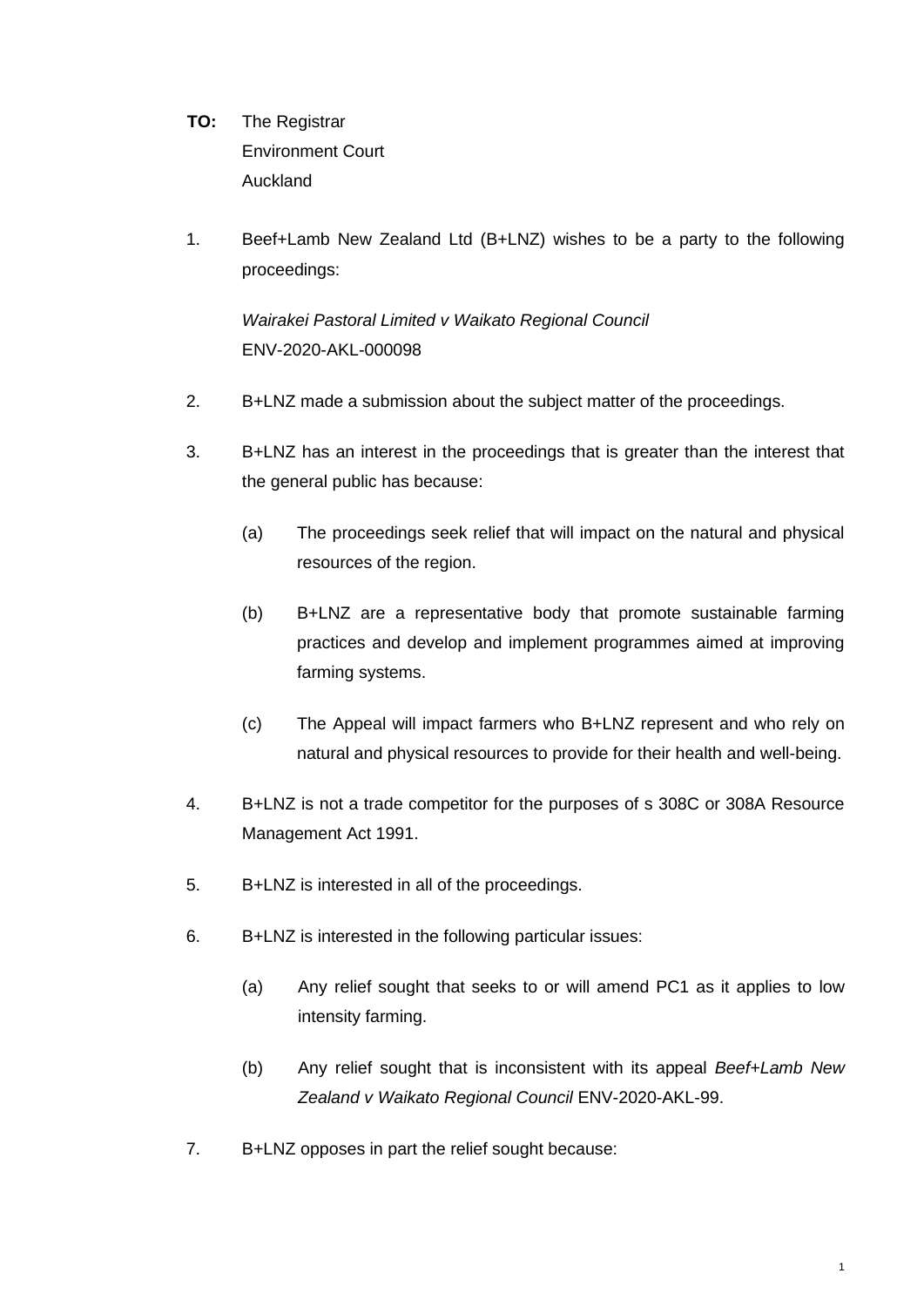**TO:** The Registrar
Environment Court
Auckland

1. Beef+Lamb New Zealand Ltd (B+LNZ) wishes to be a party to the following proceedings:

   *Wairakei Pastoral Limited v Waikato Regional Council*
   ENV-2020-AKL-000098

2. B+LNZ made a submission about the subject matter of the proceedings.

3. B+LNZ has an interest in the proceedings that is greater than the interest that the general public has because:

   (a) The proceedings seek relief that will impact on the natural and physical resources of the region.

   (b) B+LNZ are a representative body that promote sustainable farming practices and develop and implement programmes aimed at improving farming systems.

   (c) The Appeal will impact farmers who B+LNZ represent and who rely on natural and physical resources to provide for their health and well-being.

4. B+LNZ is not a trade competitor for the purposes of s 308C or 308A Resource Management Act 1991.

5. B+LNZ is interested in all of the proceedings.

6. B+LNZ is interested in the following particular issues:

   (a) Any relief sought that seeks to or will amend PC1 as it applies to low intensity farming.

   (b) Any relief sought that is inconsistent with its appeal *Beef+Lamb New Zealand v Waikato Regional Council* ENV-2020-AKL-99.

7. B+LNZ opposes in part the relief sought because: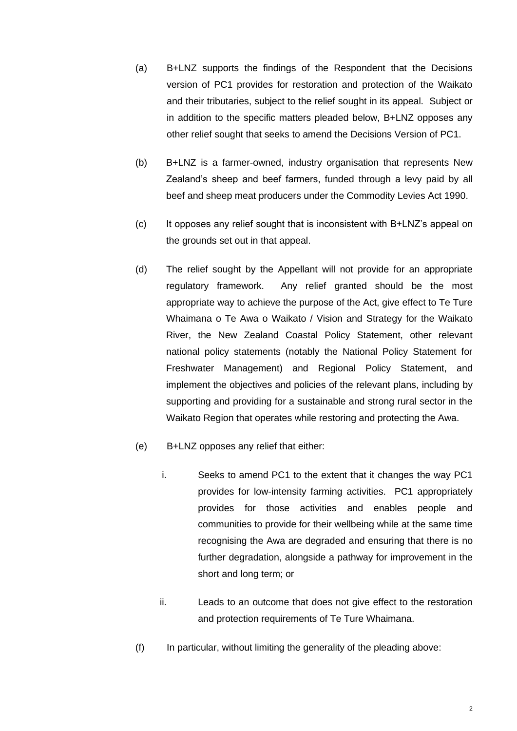(a) B+LNZ supports the findings of the Respondent that the Decisions version of PC1 provides for restoration and protection of the Waikato and their tributaries, subject to the relief sought in its appeal. Subject or in addition to the specific matters pleaded below, B+LNZ opposes any other relief sought that seeks to amend the Decisions Version of PC1.

(b) B+LNZ is a farmer-owned, industry organisation that represents New Zealand's sheep and beef farmers, funded through a levy paid by all beef and sheep meat producers under the Commodity Levies Act 1990.

(c) It opposes any relief sought that is inconsistent with B+LNZ's appeal on the grounds set out in that appeal.

(d) The relief sought by the Appellant will not provide for an appropriate regulatory framework. Any relief granted should be the most appropriate way to achieve the purpose of the Act, give effect to Te Ture Whaimana o Te Awa o Waikato / Vision and Strategy for the Waikato River, the New Zealand Coastal Policy Statement, other relevant national policy statements (notably the National Policy Statement for Freshwater Management) and Regional Policy Statement, and implement the objectives and policies of the relevant plans, including by supporting and providing for a sustainable and strong rural sector in the Waikato Region that operates while restoring and protecting the Awa.

(e) B+LNZ opposes any relief that either:

   i. Seeks to amend PC1 to the extent that it changes the way PC1 provides for low-intensity farming activities. PC1 appropriately provides for those activities and enables people and communities to provide for their wellbeing while at the same time recognising the Awa are degraded and ensuring that there is no further degradation, alongside a pathway for improvement in the short and long term; or

   ii. Leads to an outcome that does not give effect to the restoration and protection requirements of Te Ture Whaimana.

(f) In particular, without limiting the generality of the pleading above: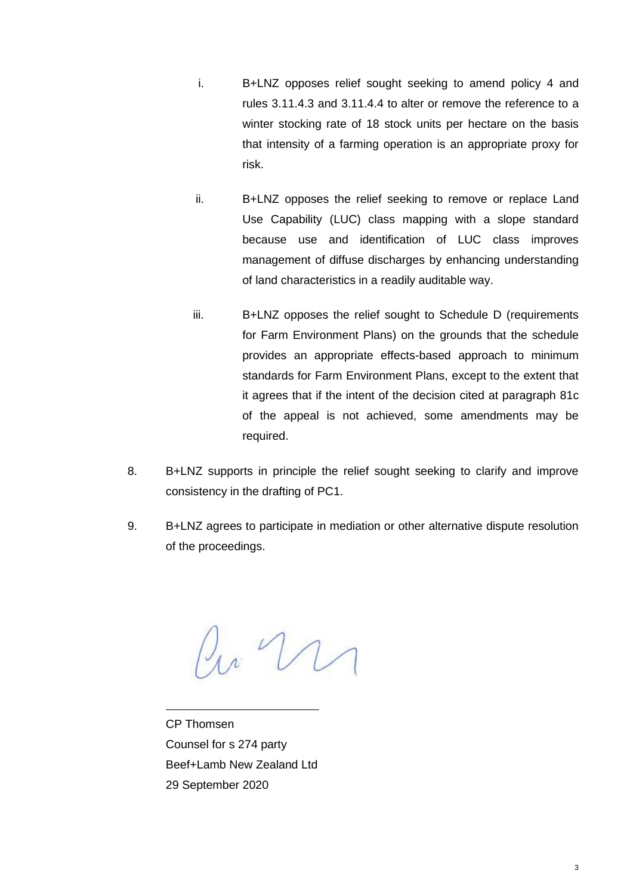i. B+LNZ opposes relief sought seeking to amend policy 4 and rules 3.11.4.3 and 3.11.4.4 to alter or remove the reference to a winter stocking rate of 18 stock units per hectare on the basis that intensity of a farming operation is an appropriate proxy for risk.

ii. B+LNZ opposes the relief seeking to remove or replace Land Use Capability (LUC) class mapping with a slope standard because use and identification of LUC class improves management of diffuse discharges by enhancing understanding of land characteristics in a readily auditable way.

iii. B+LNZ opposes the relief sought to Schedule D (requirements for Farm Environment Plans) on the grounds that the schedule provides an appropriate effects-based approach to minimum standards for Farm Environment Plans, except to the extent that it agrees that if the intent of the decision cited at paragraph 81c of the appeal is not achieved, some amendments may be required.

8. B+LNZ supports in principle the relief sought seeking to clarify and improve consistency in the drafting of PC1.

9. B+LNZ agrees to participate in mediation or other alternative dispute resolution of the proceedings.

CP Thomsen
Counsel for s 274 party
Beef+Lamb New Zealand Ltd
29 September 2020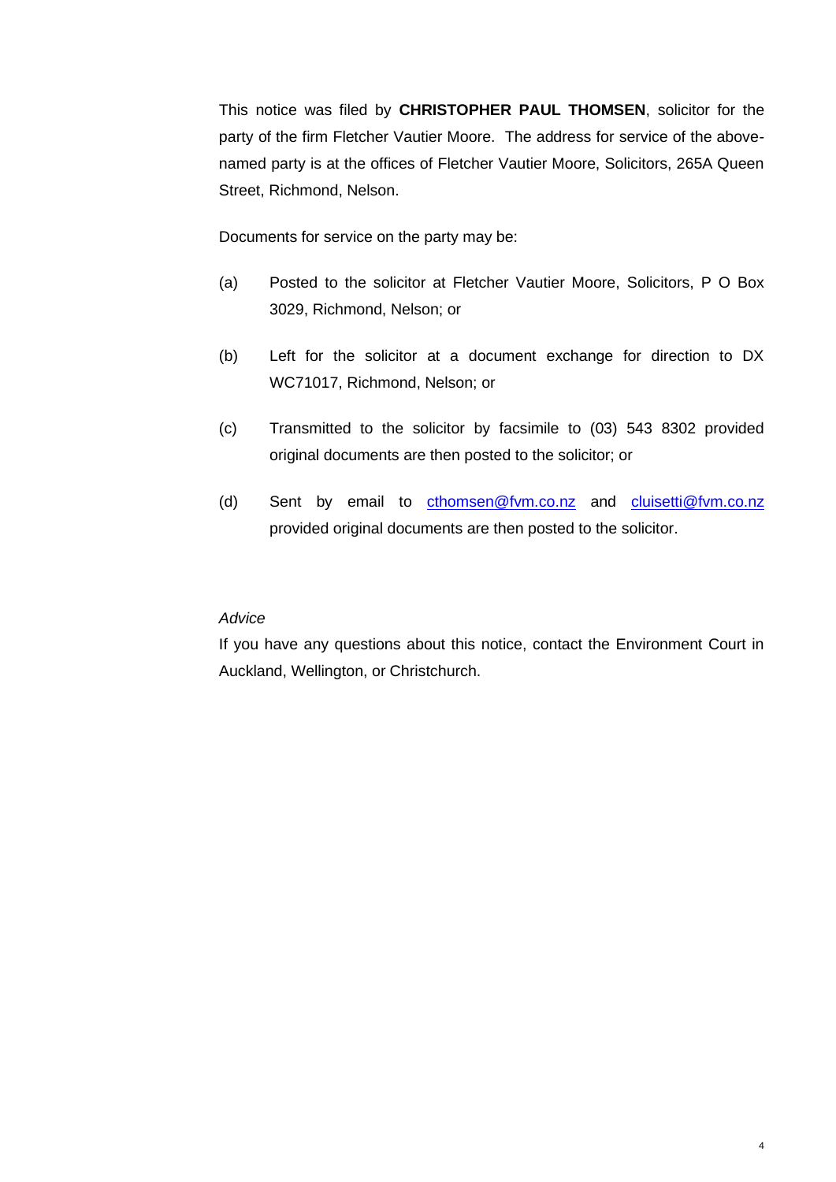This notice was filed by **CHRISTOPHER PAUL THOMSEN**, solicitor for the party of the firm Fletcher Vautier Moore. The address for service of the above-named party is at the offices of Fletcher Vautier Moore, Solicitors, 265A Queen Street, Richmond, Nelson.

Documents for service on the party may be:

(a) Posted to the solicitor at Fletcher Vautier Moore, Solicitors, P O Box 3029, Richmond, Nelson; or

(b) Left for the solicitor at a document exchange for direction to DX WC71017, Richmond, Nelson; or

(c) Transmitted to the solicitor by facsimile to (03) 543 8302 provided original documents are then posted to the solicitor; or

(d) Sent by email to cthomsen@fvm.co.nz and cluisetti@fvm.co.nz provided original documents are then posted to the solicitor.

*Advice*

If you have any questions about this notice, contact the Environment Court in Auckland, Wellington, or Christchurch.